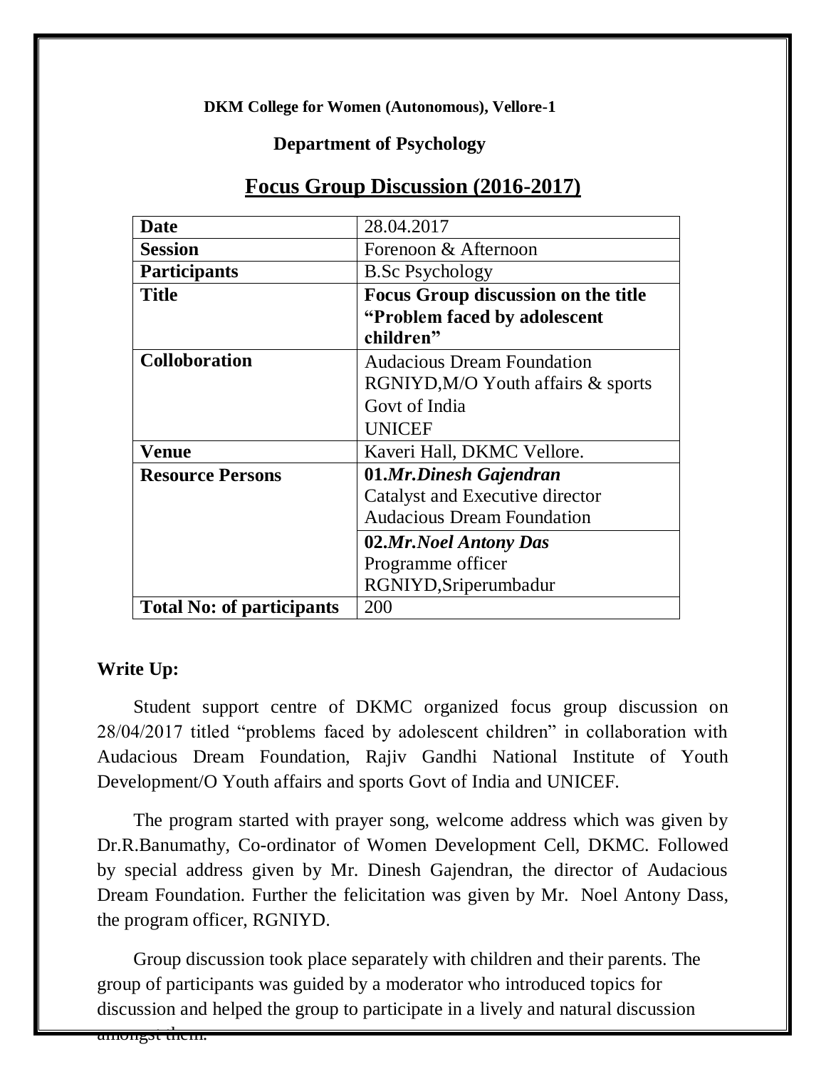**DKM College for Women (Autonomous), Vellore-1**

**Department of Psychology**

## Focus Group Discussion (2016-2017)

| **Date** | 28.04.2017 |
|---|---|
| **Session** | Forenoon & Afternoon |
| **Participants** | B.Sc Psychology |
| **Title** | **Focus Group discussion on the title "Problem faced by adolescent children"** |
| **Colloboration** | Audacious Dream Foundation<br>RGNIYD,M/O Youth affairs & sports<br>Govt of India<br>UNICEF |
| **Venue** | Kaveri Hall, DKMC Vellore. |
| **Resource Persons** | **01.*Mr.Dinesh Gajendran***<br>Catalyst and Executive director<br>Audacious Dream Foundation |
| | **02.*Mr.Noel Antony Das***<br>Programme officer<br>RGNIYD,Sriperumbadur |
| **Total No: of participants** | 200 |

**Write Up:**

Student support centre of DKMC organized focus group discussion on 28/04/2017 titled "problems faced by adolescent children" in collaboration with Audacious Dream Foundation, Rajiv Gandhi National Institute of Youth Development/O Youth affairs and sports Govt of India and UNICEF.

The program started with prayer song, welcome address which was given by Dr.R.Banumathy, Co-ordinator of Women Development Cell, DKMC. Followed by special address given by Mr. Dinesh Gajendran, the director of Audacious Dream Foundation. Further the felicitation was given by Mr. Noel Antony Dass, the program officer, RGNIYD.

Group discussion took place separately with children and their parents. The group of participants was guided by a moderator who introduced topics for discussion and helped the group to participate in a lively and natural discussion amongst them.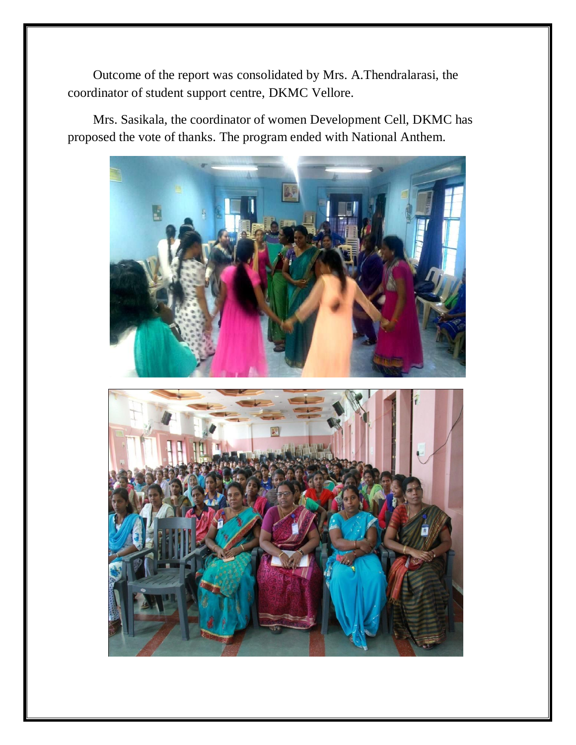Outcome of the report was consolidated by Mrs. A.Thendralarasi, the coordinator of student support centre, DKMC Vellore.

Mrs. Sasikala, the coordinator of women Development Cell, DKMC has proposed the vote of thanks. The program ended with National Anthem.